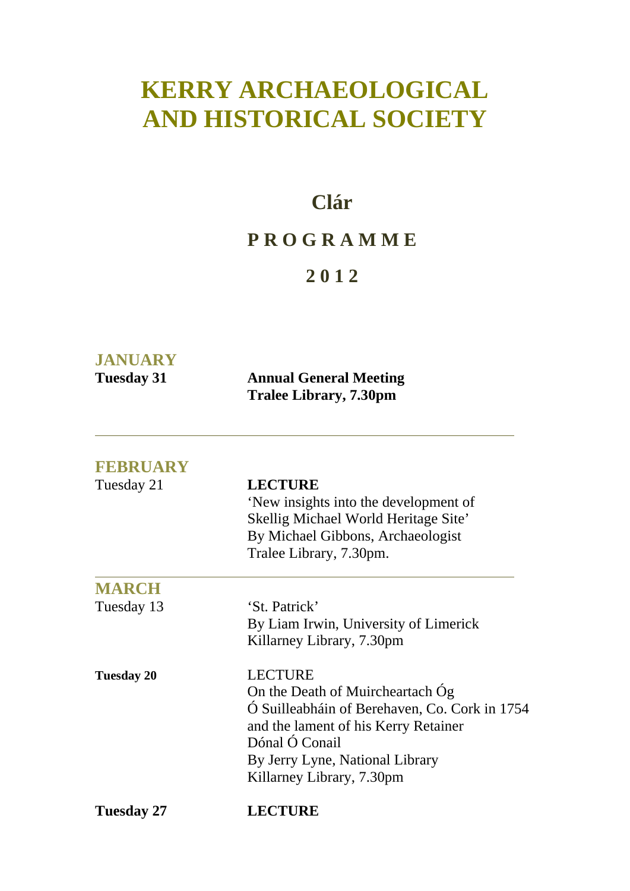# KERRY ARCHAEOLOGICAL AND HISTORICAL SOCIETY

## Clár

## P R O G R A M M E

## 2 0 1 2

### JANUARY

**Tuesday 31** — **Annual General Meeting**
**Tralee Library, 7.30pm**

---

### FEBRUARY

Tuesday 21 — **LECTURE**
'New insights into the development of Skellig Michael World Heritage Site'
By Michael Gibbons, Archaeologist
Tralee Library, 7.30pm.

---

### MARCH

Tuesday 13 — 'St. Patrick'
By Liam Irwin, University of Limerick
Killarney Library, 7.30pm

**Tuesday 20** — LECTURE
On the Death of Muircheartach Óg
Ó Suilleabháin of Berehaven, Co. Cork in 1754
and the lament of his Kerry Retainer
Dónal Ó Conail
By Jerry Lyne, National Library
Killarney Library, 7.30pm

**Tuesday 27** — **LECTURE**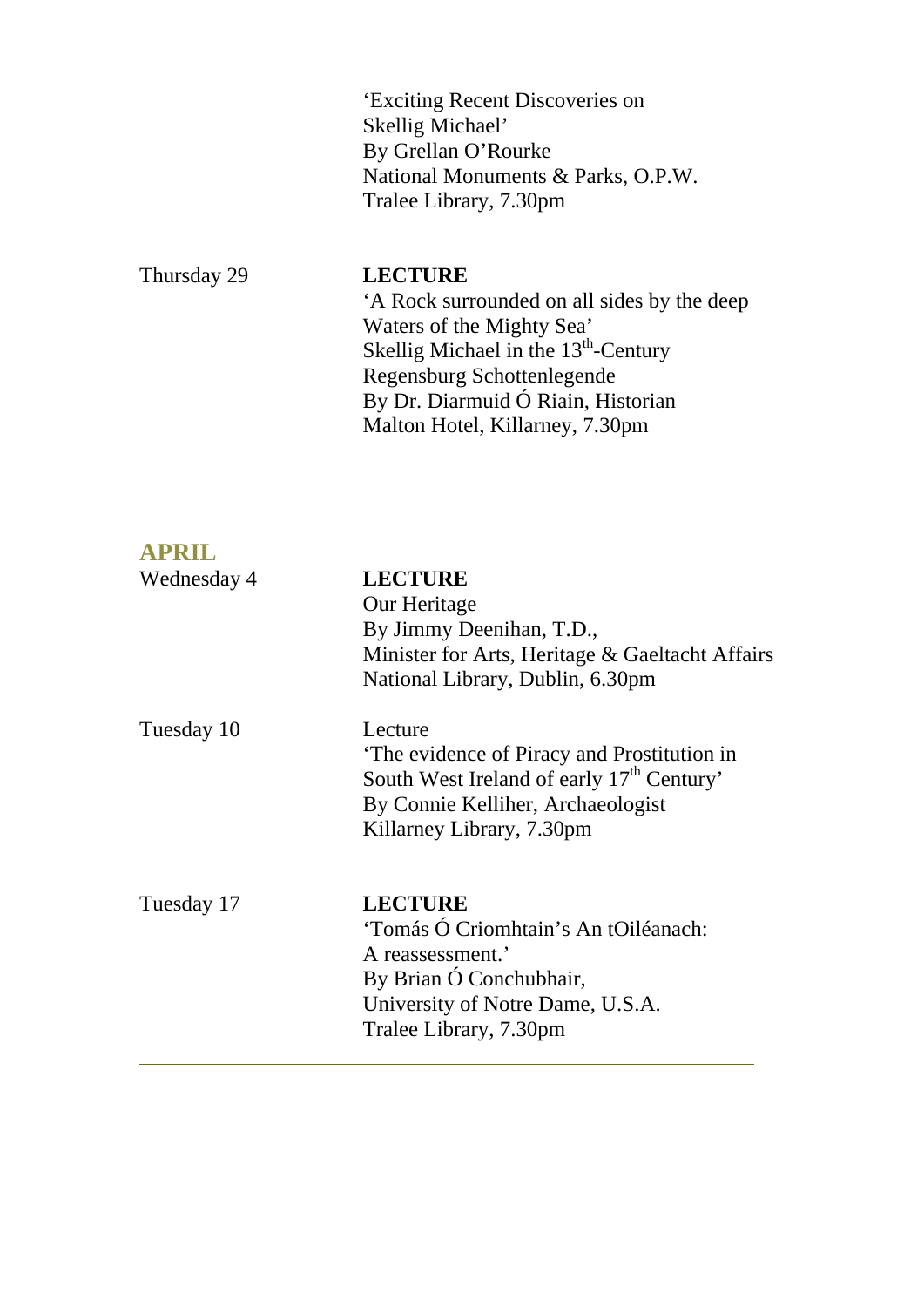'Exciting Recent Discoveries on Skellig Michael'
By Grellan O'Rourke
National Monuments & Parks, O.P.W.
Tralee Library, 7.30pm

Thursday 29

**LECTURE**
'A Rock surrounded on all sides by the deep Waters of the Mighty Sea'
Skellig Michael in the 13th-Century Regensburg Schottenlegende
By Dr. Diarmuid Ó Riain, Historian
Malton Hotel, Killarney, 7.30pm

---

## APRIL

Wednesday 4

**LECTURE**
Our Heritage
By Jimmy Deenihan, T.D.,
Minister for Arts, Heritage & Gaeltacht Affairs
National Library, Dublin, 6.30pm

Tuesday 10

Lecture
'The evidence of Piracy and Prostitution in South West Ireland of early 17th Century'
By Connie Kelliher, Archaeologist
Killarney Library, 7.30pm

Tuesday 17

**LECTURE**
'Tomás Ó Criomhtain's An tOiléanach: A reassessment.'
By Brian Ó Conchubhair,
University of Notre Dame, U.S.A.
Tralee Library, 7.30pm

---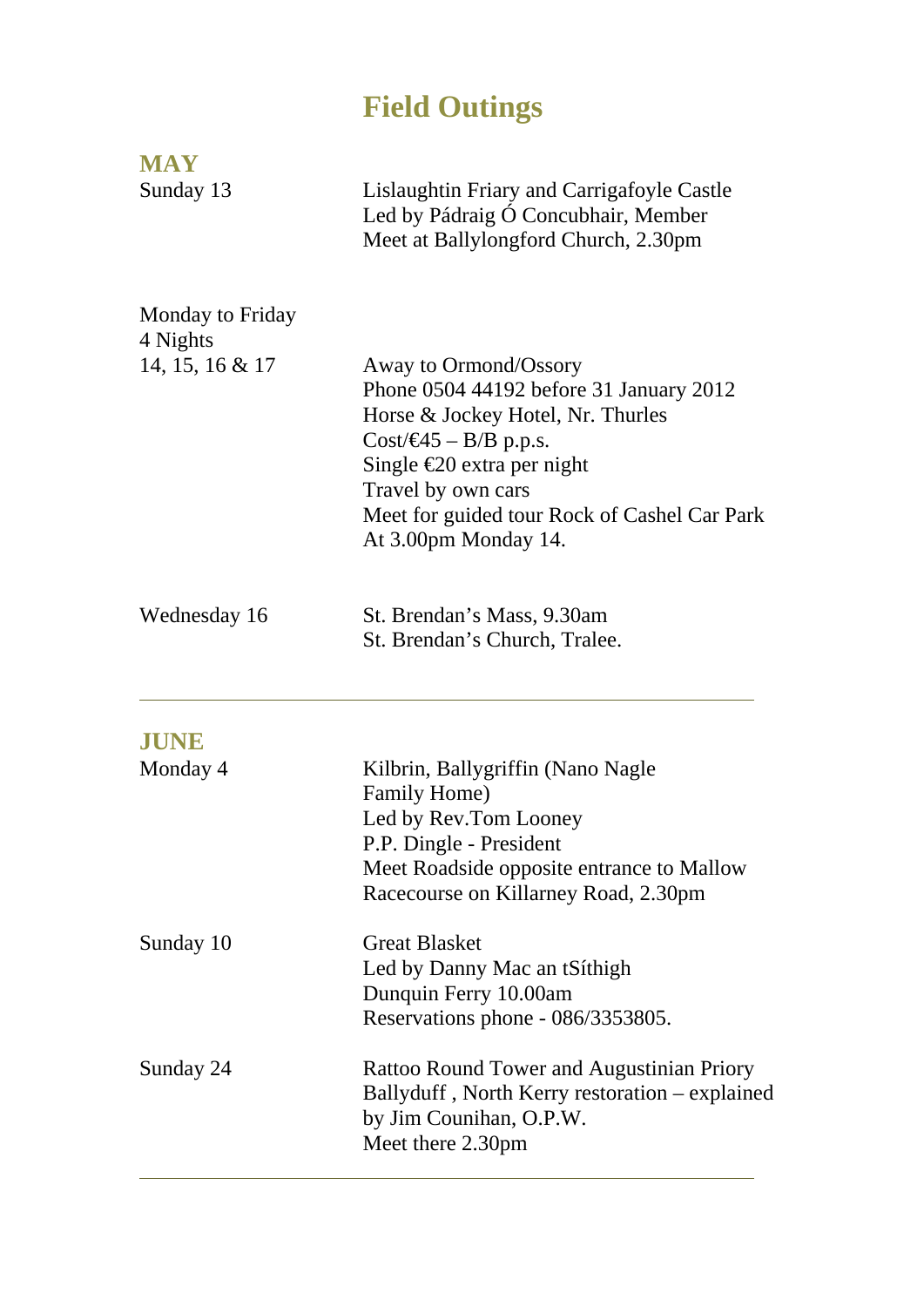# Field Outings

## MAY

**Sunday 13**

Lislaughtin Friary and Carrigafoyle Castle
Led by Pádraig Ó Concubhair, Member
Meet at Ballylongford Church, 2.30pm

**Monday to Friday**
**4 Nights**
**14, 15, 16 & 17**

Away to Ormond/Ossory
Phone 0504 44192 before 31 January 2012
Horse & Jockey Hotel, Nr. Thurles
Cost/€45 – B/B p.p.s.
Single €20 extra per night
Travel by own cars
Meet for guided tour Rock of Cashel Car Park
At 3.00pm Monday 14.

**Wednesday 16**

St. Brendan's Mass, 9.30am
St. Brendan's Church, Tralee.

---

## JUNE

**Monday 4**

Kilbrin, Ballygriffin (Nano Nagle Family Home)
Led by Rev.Tom Looney
P.P. Dingle - President
Meet Roadside opposite entrance to Mallow Racecourse on Killarney Road, 2.30pm

**Sunday 10**

Great Blasket
Led by Danny Mac an tSíthigh
Dunquin Ferry 10.00am
Reservations phone - 086/3353805.

**Sunday 24**

Rattoo Round Tower and Augustinian Priory
Ballyduff , North Kerry restoration – explained by Jim Counihan, O.P.W.
Meet there 2.30pm

---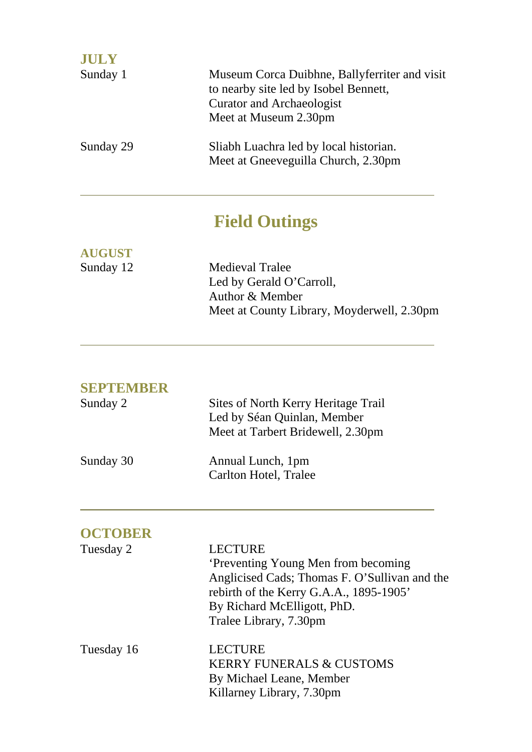**JULY**

Sunday 1 — Museum Corca Duibhne, Ballyferriter and visit to nearby site led by Isobel Bennett, Curator and Archaeologist
Meet at Museum 2.30pm

Sunday 29 — Sliabh Luachra led by local historian.
Meet at Gneeveguilla Church, 2.30pm

---

## Field Outings

**AUGUST**

Sunday 12 — Medieval Tralee
Led by Gerald O'Carroll,
Author & Member
Meet at County Library, Moyderwell, 2.30pm

---

**SEPTEMBER**

Sunday 2 — Sites of North Kerry Heritage Trail
Led by Séan Quinlan, Member
Meet at Tarbert Bridewell, 2.30pm

Sunday 30 — Annual Lunch, 1pm
Carlton Hotel, Tralee

---

**OCTOBER**

Tuesday 2 — LECTURE
'Preventing Young Men from becoming Anglicised Cads; Thomas F. O'Sullivan and the rebirth of the Kerry G.A.A., 1895-1905'
By Richard McElligott, PhD.
Tralee Library, 7.30pm

Tuesday 16 — LECTURE
KERRY FUNERALS & CUSTOMS
By Michael Leane, Member
Killarney Library, 7.30pm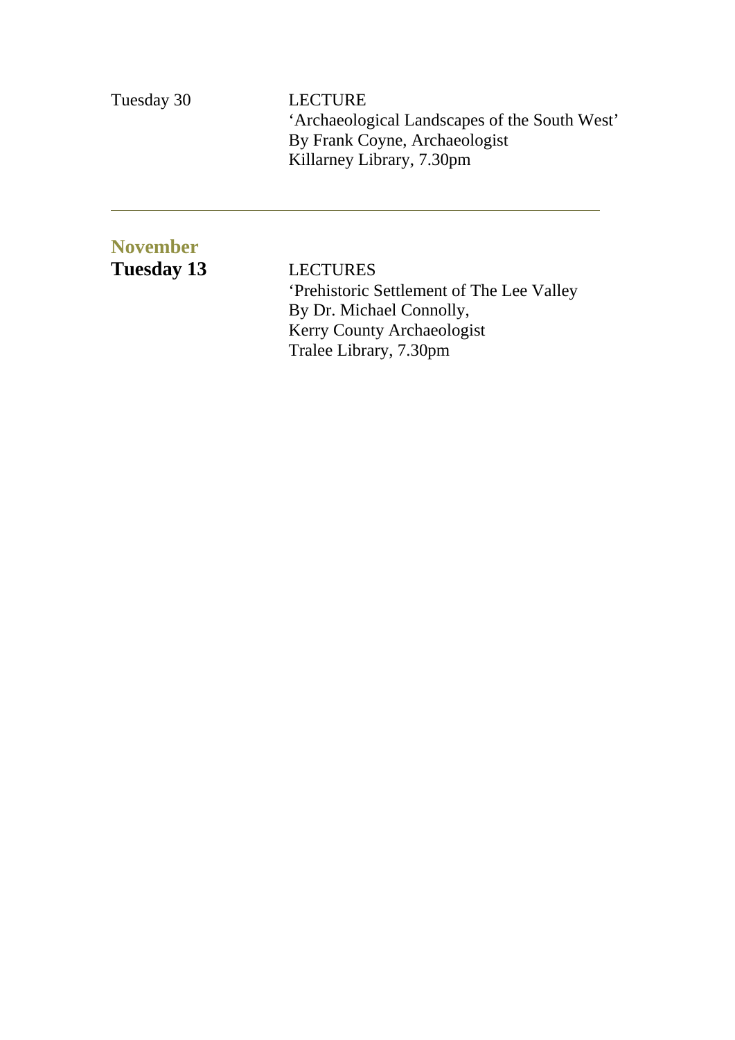Tuesday 30

LECTURE
'Archaeological Landscapes of the South West'
By Frank Coyne, Archaeologist
Killarney Library, 7.30pm

---

## November

**Tuesday 13**

LECTURES
'Prehistoric Settlement of The Lee Valley
By Dr. Michael Connolly,
Kerry County Archaeologist
Tralee Library, 7.30pm